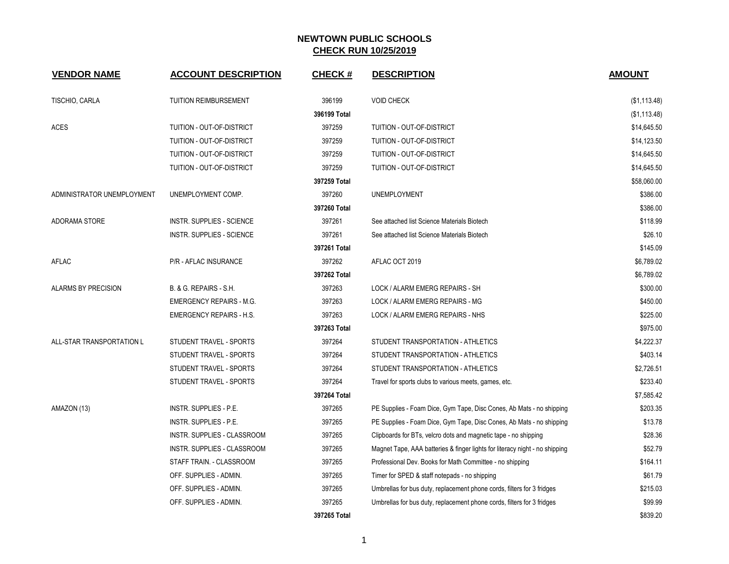# NEWTOWN PUBLIC SCHOOLS

## CHECK RUN 10/25/2019

| VENDOR NAME | ACCOUNT DESCRIPTION | CHECK # | DESCRIPTION | AMOUNT |
|---|---|---|---|---|
| TISCHIO, CARLA | TUITION REIMBURSEMENT | 396199 | VOID CHECK | ($1,113.48) |
| | | 396199 Total | | ($1,113.48) |
| ACES | TUITION - OUT-OF-DISTRICT | 397259 | TUITION - OUT-OF-DISTRICT | $14,645.50 |
| | TUITION - OUT-OF-DISTRICT | 397259 | TUITION - OUT-OF-DISTRICT | $14,123.50 |
| | TUITION - OUT-OF-DISTRICT | 397259 | TUITION - OUT-OF-DISTRICT | $14,645.50 |
| | TUITION - OUT-OF-DISTRICT | 397259 | TUITION - OUT-OF-DISTRICT | $14,645.50 |
| | | 397259 Total | | $58,060.00 |
| ADMINISTRATOR UNEMPLOYMENT | UNEMPLOYMENT COMP. | 397260 | UNEMPLOYMENT | $386.00 |
| | | 397260 Total | | $386.00 |
| ADORAMA STORE | INSTR. SUPPLIES - SCIENCE | 397261 | See attached list Science Materials Biotech | $118.99 |
| | INSTR. SUPPLIES - SCIENCE | 397261 | See attached list Science Materials Biotech | $26.10 |
| | | 397261 Total | | $145.09 |
| AFLAC | P/R - AFLAC INSURANCE | 397262 | AFLAC OCT 2019 | $6,789.02 |
| | | 397262 Total | | $6,789.02 |
| ALARMS BY PRECISION | B. & G. REPAIRS - S.H. | 397263 | LOCK / ALARM EMERG REPAIRS - SH | $300.00 |
| | EMERGENCY REPAIRS - M.G. | 397263 | LOCK / ALARM EMERG REPAIRS - MG | $450.00 |
| | EMERGENCY REPAIRS - H.S. | 397263 | LOCK / ALARM EMERG REPAIRS - NHS | $225.00 |
| | | 397263 Total | | $975.00 |
| ALL-STAR TRANSPORTATION L | STUDENT TRAVEL - SPORTS | 397264 | STUDENT TRANSPORTATION - ATHLETICS | $4,222.37 |
| | STUDENT TRAVEL - SPORTS | 397264 | STUDENT TRANSPORTATION - ATHLETICS | $403.14 |
| | STUDENT TRAVEL - SPORTS | 397264 | STUDENT TRANSPORTATION - ATHLETICS | $2,726.51 |
| | STUDENT TRAVEL - SPORTS | 397264 | Travel for sports clubs to various meets, games, etc. | $233.40 |
| | | 397264 Total | | $7,585.42 |
| AMAZON (13) | INSTR. SUPPLIES - P.E. | 397265 | PE Supplies - Foam Dice, Gym Tape, Disc Cones, Ab Mats - no shipping | $203.35 |
| | INSTR. SUPPLIES - P.E. | 397265 | PE Supplies - Foam Dice, Gym Tape, Disc Cones, Ab Mats - no shipping | $13.78 |
| | INSTR. SUPPLIES - CLASSROOM | 397265 | Clipboards for BTs, velcro dots and magnetic tape - no shipping | $28.36 |
| | INSTR. SUPPLIES - CLASSROOM | 397265 | Magnet Tape, AAA batteries & finger lights for literacy night - no shipping | $52.79 |
| | STAFF TRAIN. - CLASSROOM | 397265 | Professional Dev. Books for Math Committee - no shipping | $164.11 |
| | OFF. SUPPLIES - ADMIN. | 397265 | Timer for SPED & staff notepads - no shipping | $61.79 |
| | OFF. SUPPLIES - ADMIN. | 397265 | Umbrellas for bus duty, replacement phone cords, filters for 3 fridges | $215.03 |
| | OFF. SUPPLIES - ADMIN. | 397265 | Umbrellas for bus duty, replacement phone cords, filters for 3 fridges | $99.99 |
| | | 397265 Total | | $839.20 |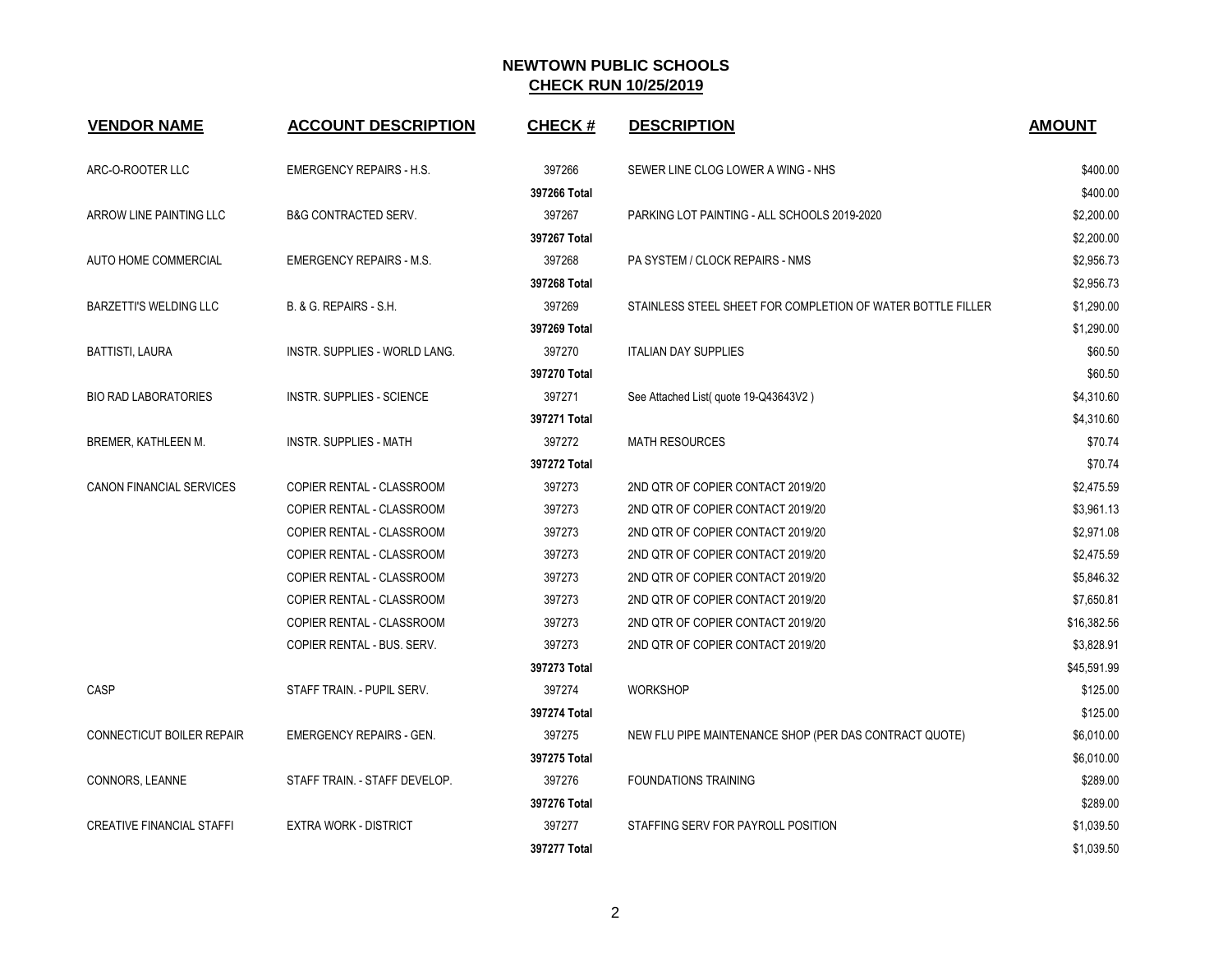# NEWTOWN PUBLIC SCHOOLS

## CHECK RUN 10/25/2019

| VENDOR NAME | ACCOUNT DESCRIPTION | CHECK # | DESCRIPTION | AMOUNT |
|---|---|---|---|---|
| ARC-O-ROOTER LLC | EMERGENCY REPAIRS - H.S. | 397266 | SEWER LINE CLOG LOWER A WING - NHS | $400.00 |
| | | **397266 Total** | | $400.00 |
| ARROW LINE PAINTING LLC | B&G CONTRACTED SERV. | 397267 | PARKING LOT PAINTING - ALL SCHOOLS 2019-2020 | $2,200.00 |
| | | **397267 Total** | | $2,200.00 |
| AUTO HOME COMMERCIAL | EMERGENCY REPAIRS - M.S. | 397268 | PA SYSTEM / CLOCK REPAIRS - NMS | $2,956.73 |
| | | **397268 Total** | | $2,956.73 |
| BARZETTI'S WELDING LLC | B. & G. REPAIRS - S.H. | 397269 | STAINLESS STEEL SHEET FOR COMPLETION OF WATER BOTTLE FILLER | $1,290.00 |
| | | **397269 Total** | | $1,290.00 |
| BATTISTI, LAURA | INSTR. SUPPLIES - WORLD LANG. | 397270 | ITALIAN DAY SUPPLIES | $60.50 |
| | | **397270 Total** | | $60.50 |
| BIO RAD LABORATORIES | INSTR. SUPPLIES - SCIENCE | 397271 | See Attached List( quote 19-Q43643V2 ) | $4,310.60 |
| | | **397271 Total** | | $4,310.60 |
| BREMER, KATHLEEN M. | INSTR. SUPPLIES - MATH | 397272 | MATH RESOURCES | $70.74 |
| | | **397272 Total** | | $70.74 |
| CANON FINANCIAL SERVICES | COPIER RENTAL - CLASSROOM | 397273 | 2ND QTR OF COPIER CONTACT 2019/20 | $2,475.59 |
| | COPIER RENTAL - CLASSROOM | 397273 | 2ND QTR OF COPIER CONTACT 2019/20 | $3,961.13 |
| | COPIER RENTAL - CLASSROOM | 397273 | 2ND QTR OF COPIER CONTACT 2019/20 | $2,971.08 |
| | COPIER RENTAL - CLASSROOM | 397273 | 2ND QTR OF COPIER CONTACT 2019/20 | $2,475.59 |
| | COPIER RENTAL - CLASSROOM | 397273 | 2ND QTR OF COPIER CONTACT 2019/20 | $5,846.32 |
| | COPIER RENTAL - CLASSROOM | 397273 | 2ND QTR OF COPIER CONTACT 2019/20 | $7,650.81 |
| | COPIER RENTAL - CLASSROOM | 397273 | 2ND QTR OF COPIER CONTACT 2019/20 | $16,382.56 |
| | COPIER RENTAL - BUS. SERV. | 397273 | 2ND QTR OF COPIER CONTACT 2019/20 | $3,828.91 |
| | | **397273 Total** | | $45,591.99 |
| CASP | STAFF TRAIN. - PUPIL SERV. | 397274 | WORKSHOP | $125.00 |
| | | **397274 Total** | | $125.00 |
| CONNECTICUT BOILER REPAIR | EMERGENCY REPAIRS - GEN. | 397275 | NEW FLU PIPE MAINTENANCE SHOP (PER DAS CONTRACT QUOTE) | $6,010.00 |
| | | **397275 Total** | | $6,010.00 |
| CONNORS, LEANNE | STAFF TRAIN. - STAFF DEVELOP. | 397276 | FOUNDATIONS TRAINING | $289.00 |
| | | **397276 Total** | | $289.00 |
| CREATIVE FINANCIAL STAFFI | EXTRA WORK - DISTRICT | 397277 | STAFFING SERV FOR PAYROLL POSITION | $1,039.50 |
| | | **397277 Total** | | $1,039.50 |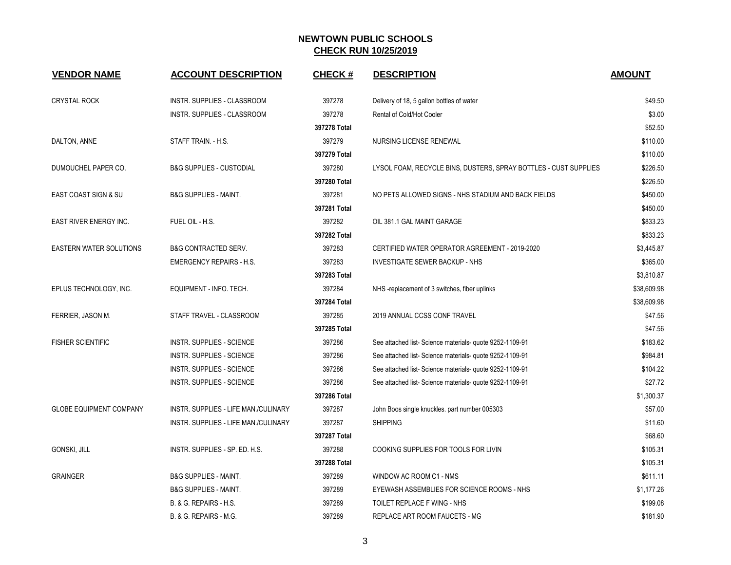# NEWTOWN PUBLIC SCHOOLS

## CHECK RUN 10/25/2019

| VENDOR NAME | ACCOUNT DESCRIPTION | CHECK # | DESCRIPTION | AMOUNT |
|---|---|---|---|---|
| CRYSTAL ROCK | INSTR. SUPPLIES - CLASSROOM | 397278 | Delivery of 18, 5 gallon bottles of water | $49.50 |
| | INSTR. SUPPLIES - CLASSROOM | 397278 | Rental of Cold/Hot Cooler | $3.00 |
| | | **397278 Total** | | $52.50 |
| DALTON, ANNE | STAFF TRAIN. - H.S. | 397279 | NURSING LICENSE RENEWAL | $110.00 |
| | | **397279 Total** | | $110.00 |
| DUMOUCHEL PAPER CO. | B&G SUPPLIES - CUSTODIAL | 397280 | LYSOL FOAM, RECYCLE BINS, DUSTERS, SPRAY BOTTLES - CUST SUPPLIES | $226.50 |
| | | **397280 Total** | | $226.50 |
| EAST COAST SIGN & SU | B&G SUPPLIES - MAINT. | 397281 | NO PETS ALLOWED SIGNS - NHS STADIUM AND BACK FIELDS | $450.00 |
| | | **397281 Total** | | $450.00 |
| EAST RIVER ENERGY INC. | FUEL OIL - H.S. | 397282 | OIL 381.1 GAL MAINT GARAGE | $833.23 |
| | | **397282 Total** | | $833.23 |
| EASTERN WATER SOLUTIONS | B&G CONTRACTED SERV. | 397283 | CERTIFIED WATER OPERATOR AGREEMENT - 2019-2020 | $3,445.87 |
| | EMERGENCY REPAIRS - H.S. | 397283 | INVESTIGATE SEWER BACKUP - NHS | $365.00 |
| | | **397283 Total** | | $3,810.87 |
| EPLUS TECHNOLOGY, INC. | EQUIPMENT - INFO. TECH. | 397284 | NHS -replacement of 3 switches, fiber uplinks | $38,609.98 |
| | | **397284 Total** | | $38,609.98 |
| FERRIER, JASON M. | STAFF TRAVEL - CLASSROOM | 397285 | 2019 ANNUAL CCSS CONF TRAVEL | $47.56 |
| | | **397285 Total** | | $47.56 |
| FISHER SCIENTIFIC | INSTR. SUPPLIES - SCIENCE | 397286 | See attached list- Science materials- quote 9252-1109-91 | $183.62 |
| | INSTR. SUPPLIES - SCIENCE | 397286 | See attached list- Science materials- quote 9252-1109-91 | $984.81 |
| | INSTR. SUPPLIES - SCIENCE | 397286 | See attached list- Science materials- quote 9252-1109-91 | $104.22 |
| | INSTR. SUPPLIES - SCIENCE | 397286 | See attached list- Science materials- quote 9252-1109-91 | $27.72 |
| | | **397286 Total** | | $1,300.37 |
| GLOBE EQUIPMENT COMPANY | INSTR. SUPPLIES - LIFE MAN./CULINARY | 397287 | John Boos single knuckles. part number 005303 | $57.00 |
| | INSTR. SUPPLIES - LIFE MAN./CULINARY | 397287 | SHIPPING | $11.60 |
| | | **397287 Total** | | $68.60 |
| GONSKI, JILL | INSTR. SUPPLIES - SP. ED. H.S. | 397288 | COOKING SUPPLIES FOR TOOLS FOR LIVIN | $105.31 |
| | | **397288 Total** | | $105.31 |
| GRAINGER | B&G SUPPLIES - MAINT. | 397289 | WINDOW AC ROOM C1 - NMS | $611.11 |
| | B&G SUPPLIES - MAINT. | 397289 | EYEWASH ASSEMBLIES FOR SCIENCE ROOMS - NHS | $1,177.26 |
| | B. & G. REPAIRS - H.S. | 397289 | TOILET REPLACE F WING - NHS | $199.08 |
| | B. & G. REPAIRS - M.G. | 397289 | REPLACE ART ROOM FAUCETS - MG | $181.90 |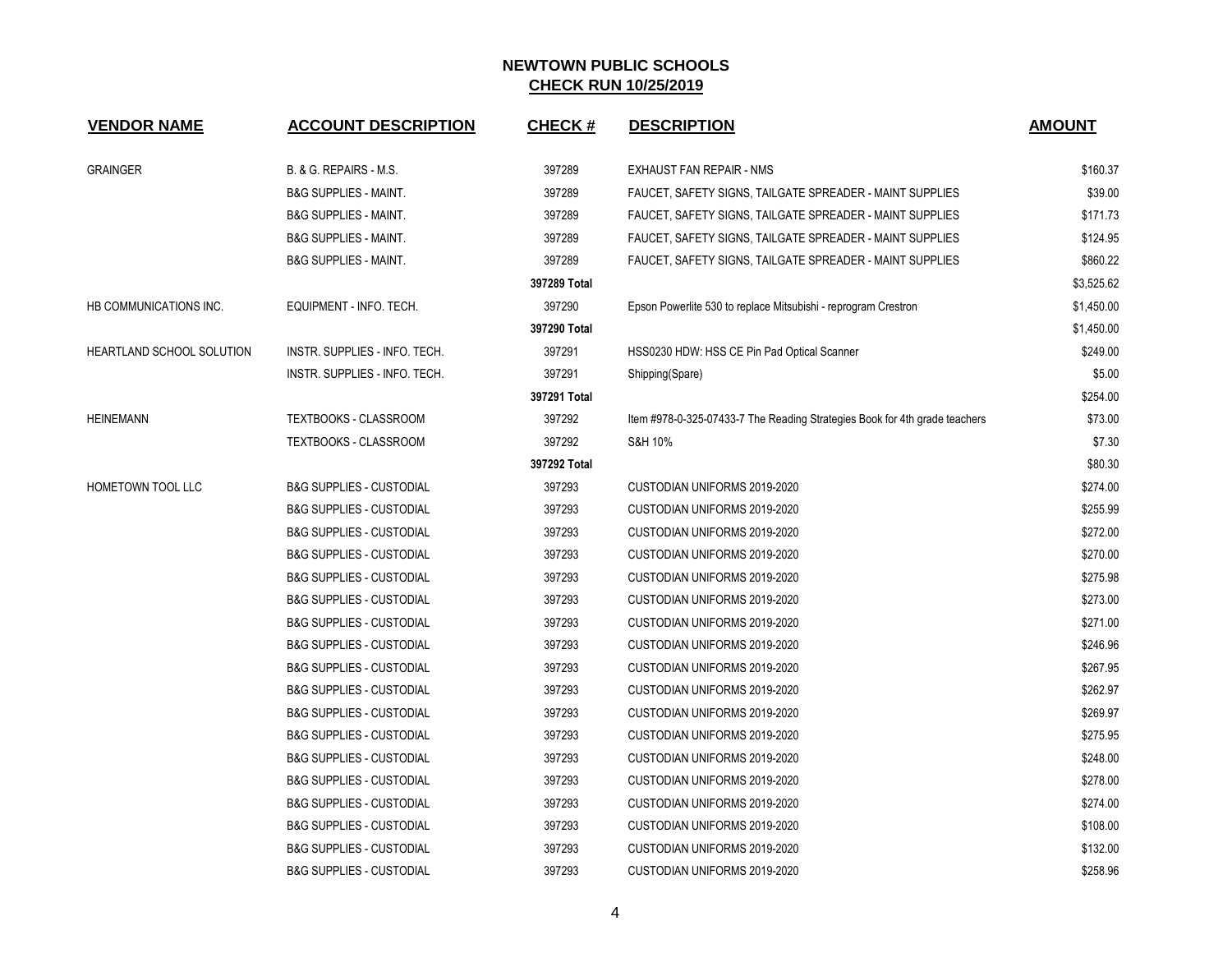# NEWTOWN PUBLIC SCHOOLS

## CHECK RUN 10/25/2019

| VENDOR NAME | ACCOUNT DESCRIPTION | CHECK # | DESCRIPTION | AMOUNT |
|---|---|---|---|---|
| GRAINGER | B. & G. REPAIRS - M.S. | 397289 | EXHAUST FAN REPAIR - NMS | $160.37 |
| | B&G SUPPLIES - MAINT. | 397289 | FAUCET, SAFETY SIGNS, TAILGATE SPREADER - MAINT SUPPLIES | $39.00 |
| | B&G SUPPLIES - MAINT. | 397289 | FAUCET, SAFETY SIGNS, TAILGATE SPREADER - MAINT SUPPLIES | $171.73 |
| | B&G SUPPLIES - MAINT. | 397289 | FAUCET, SAFETY SIGNS, TAILGATE SPREADER - MAINT SUPPLIES | $124.95 |
| | B&G SUPPLIES - MAINT. | 397289 | FAUCET, SAFETY SIGNS, TAILGATE SPREADER - MAINT SUPPLIES | $860.22 |
| | | **397289 Total** | | $3,525.62 |
| HB COMMUNICATIONS INC. | EQUIPMENT - INFO. TECH. | 397290 | Epson Powerlite 530 to replace Mitsubishi - reprogram Crestron | $1,450.00 |
| | | **397290 Total** | | $1,450.00 |
| HEARTLAND SCHOOL SOLUTION | INSTR. SUPPLIES - INFO. TECH. | 397291 | HSS0230 HDW: HSS CE Pin Pad Optical Scanner | $249.00 |
| | INSTR. SUPPLIES - INFO. TECH. | 397291 | Shipping(Spare) | $5.00 |
| | | **397291 Total** | | $254.00 |
| HEINEMANN | TEXTBOOKS - CLASSROOM | 397292 | Item #978-0-325-07433-7 The Reading Strategies Book for 4th grade teachers | $73.00 |
| | TEXTBOOKS - CLASSROOM | 397292 | S&H 10% | $7.30 |
| | | **397292 Total** | | $80.30 |
| HOMETOWN TOOL LLC | B&G SUPPLIES - CUSTODIAL | 397293 | CUSTODIAN UNIFORMS 2019-2020 | $274.00 |
| | B&G SUPPLIES - CUSTODIAL | 397293 | CUSTODIAN UNIFORMS 2019-2020 | $255.99 |
| | B&G SUPPLIES - CUSTODIAL | 397293 | CUSTODIAN UNIFORMS 2019-2020 | $272.00 |
| | B&G SUPPLIES - CUSTODIAL | 397293 | CUSTODIAN UNIFORMS 2019-2020 | $270.00 |
| | B&G SUPPLIES - CUSTODIAL | 397293 | CUSTODIAN UNIFORMS 2019-2020 | $275.98 |
| | B&G SUPPLIES - CUSTODIAL | 397293 | CUSTODIAN UNIFORMS 2019-2020 | $273.00 |
| | B&G SUPPLIES - CUSTODIAL | 397293 | CUSTODIAN UNIFORMS 2019-2020 | $271.00 |
| | B&G SUPPLIES - CUSTODIAL | 397293 | CUSTODIAN UNIFORMS 2019-2020 | $246.96 |
| | B&G SUPPLIES - CUSTODIAL | 397293 | CUSTODIAN UNIFORMS 2019-2020 | $267.95 |
| | B&G SUPPLIES - CUSTODIAL | 397293 | CUSTODIAN UNIFORMS 2019-2020 | $262.97 |
| | B&G SUPPLIES - CUSTODIAL | 397293 | CUSTODIAN UNIFORMS 2019-2020 | $269.97 |
| | B&G SUPPLIES - CUSTODIAL | 397293 | CUSTODIAN UNIFORMS 2019-2020 | $275.95 |
| | B&G SUPPLIES - CUSTODIAL | 397293 | CUSTODIAN UNIFORMS 2019-2020 | $248.00 |
| | B&G SUPPLIES - CUSTODIAL | 397293 | CUSTODIAN UNIFORMS 2019-2020 | $278.00 |
| | B&G SUPPLIES - CUSTODIAL | 397293 | CUSTODIAN UNIFORMS 2019-2020 | $274.00 |
| | B&G SUPPLIES - CUSTODIAL | 397293 | CUSTODIAN UNIFORMS 2019-2020 | $108.00 |
| | B&G SUPPLIES - CUSTODIAL | 397293 | CUSTODIAN UNIFORMS 2019-2020 | $132.00 |
| | B&G SUPPLIES - CUSTODIAL | 397293 | CUSTODIAN UNIFORMS 2019-2020 | $258.96 |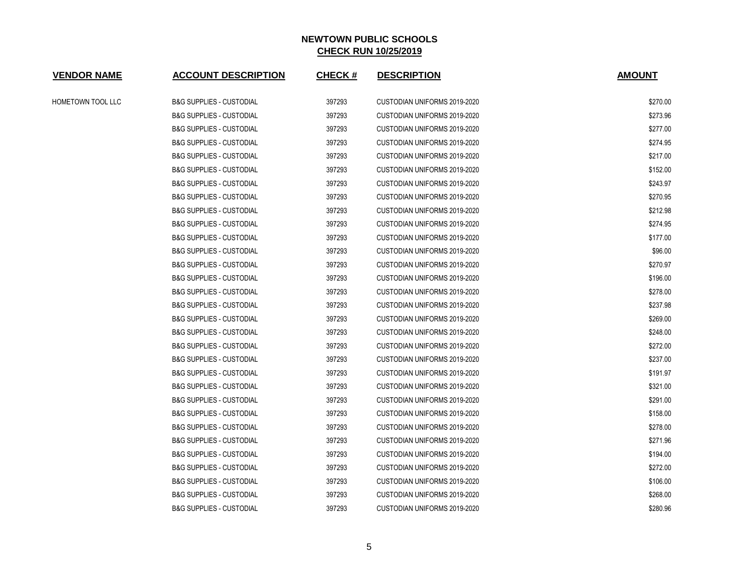**NEWTOWN PUBLIC SCHOOLS**
**CHECK RUN 10/25/2019**

| VENDOR NAME | ACCOUNT DESCRIPTION | CHECK # | DESCRIPTION | AMOUNT |
|---|---|---|---|---|
| HOMETOWN TOOL LLC | B&G SUPPLIES - CUSTODIAL | 397293 | CUSTODIAN UNIFORMS 2019-2020 | $270.00 |
| | B&G SUPPLIES - CUSTODIAL | 397293 | CUSTODIAN UNIFORMS 2019-2020 | $273.96 |
| | B&G SUPPLIES - CUSTODIAL | 397293 | CUSTODIAN UNIFORMS 2019-2020 | $277.00 |
| | B&G SUPPLIES - CUSTODIAL | 397293 | CUSTODIAN UNIFORMS 2019-2020 | $274.95 |
| | B&G SUPPLIES - CUSTODIAL | 397293 | CUSTODIAN UNIFORMS 2019-2020 | $217.00 |
| | B&G SUPPLIES - CUSTODIAL | 397293 | CUSTODIAN UNIFORMS 2019-2020 | $152.00 |
| | B&G SUPPLIES - CUSTODIAL | 397293 | CUSTODIAN UNIFORMS 2019-2020 | $243.97 |
| | B&G SUPPLIES - CUSTODIAL | 397293 | CUSTODIAN UNIFORMS 2019-2020 | $270.95 |
| | B&G SUPPLIES - CUSTODIAL | 397293 | CUSTODIAN UNIFORMS 2019-2020 | $212.98 |
| | B&G SUPPLIES - CUSTODIAL | 397293 | CUSTODIAN UNIFORMS 2019-2020 | $274.95 |
| | B&G SUPPLIES - CUSTODIAL | 397293 | CUSTODIAN UNIFORMS 2019-2020 | $177.00 |
| | B&G SUPPLIES - CUSTODIAL | 397293 | CUSTODIAN UNIFORMS 2019-2020 | $96.00 |
| | B&G SUPPLIES - CUSTODIAL | 397293 | CUSTODIAN UNIFORMS 2019-2020 | $270.97 |
| | B&G SUPPLIES - CUSTODIAL | 397293 | CUSTODIAN UNIFORMS 2019-2020 | $196.00 |
| | B&G SUPPLIES - CUSTODIAL | 397293 | CUSTODIAN UNIFORMS 2019-2020 | $278.00 |
| | B&G SUPPLIES - CUSTODIAL | 397293 | CUSTODIAN UNIFORMS 2019-2020 | $237.98 |
| | B&G SUPPLIES - CUSTODIAL | 397293 | CUSTODIAN UNIFORMS 2019-2020 | $269.00 |
| | B&G SUPPLIES - CUSTODIAL | 397293 | CUSTODIAN UNIFORMS 2019-2020 | $248.00 |
| | B&G SUPPLIES - CUSTODIAL | 397293 | CUSTODIAN UNIFORMS 2019-2020 | $272.00 |
| | B&G SUPPLIES - CUSTODIAL | 397293 | CUSTODIAN UNIFORMS 2019-2020 | $237.00 |
| | B&G SUPPLIES - CUSTODIAL | 397293 | CUSTODIAN UNIFORMS 2019-2020 | $191.97 |
| | B&G SUPPLIES - CUSTODIAL | 397293 | CUSTODIAN UNIFORMS 2019-2020 | $321.00 |
| | B&G SUPPLIES - CUSTODIAL | 397293 | CUSTODIAN UNIFORMS 2019-2020 | $291.00 |
| | B&G SUPPLIES - CUSTODIAL | 397293 | CUSTODIAN UNIFORMS 2019-2020 | $158.00 |
| | B&G SUPPLIES - CUSTODIAL | 397293 | CUSTODIAN UNIFORMS 2019-2020 | $278.00 |
| | B&G SUPPLIES - CUSTODIAL | 397293 | CUSTODIAN UNIFORMS 2019-2020 | $271.96 |
| | B&G SUPPLIES - CUSTODIAL | 397293 | CUSTODIAN UNIFORMS 2019-2020 | $194.00 |
| | B&G SUPPLIES - CUSTODIAL | 397293 | CUSTODIAN UNIFORMS 2019-2020 | $272.00 |
| | B&G SUPPLIES - CUSTODIAL | 397293 | CUSTODIAN UNIFORMS 2019-2020 | $106.00 |
| | B&G SUPPLIES - CUSTODIAL | 397293 | CUSTODIAN UNIFORMS 2019-2020 | $268.00 |
| | B&G SUPPLIES - CUSTODIAL | 397293 | CUSTODIAN UNIFORMS 2019-2020 | $280.96 |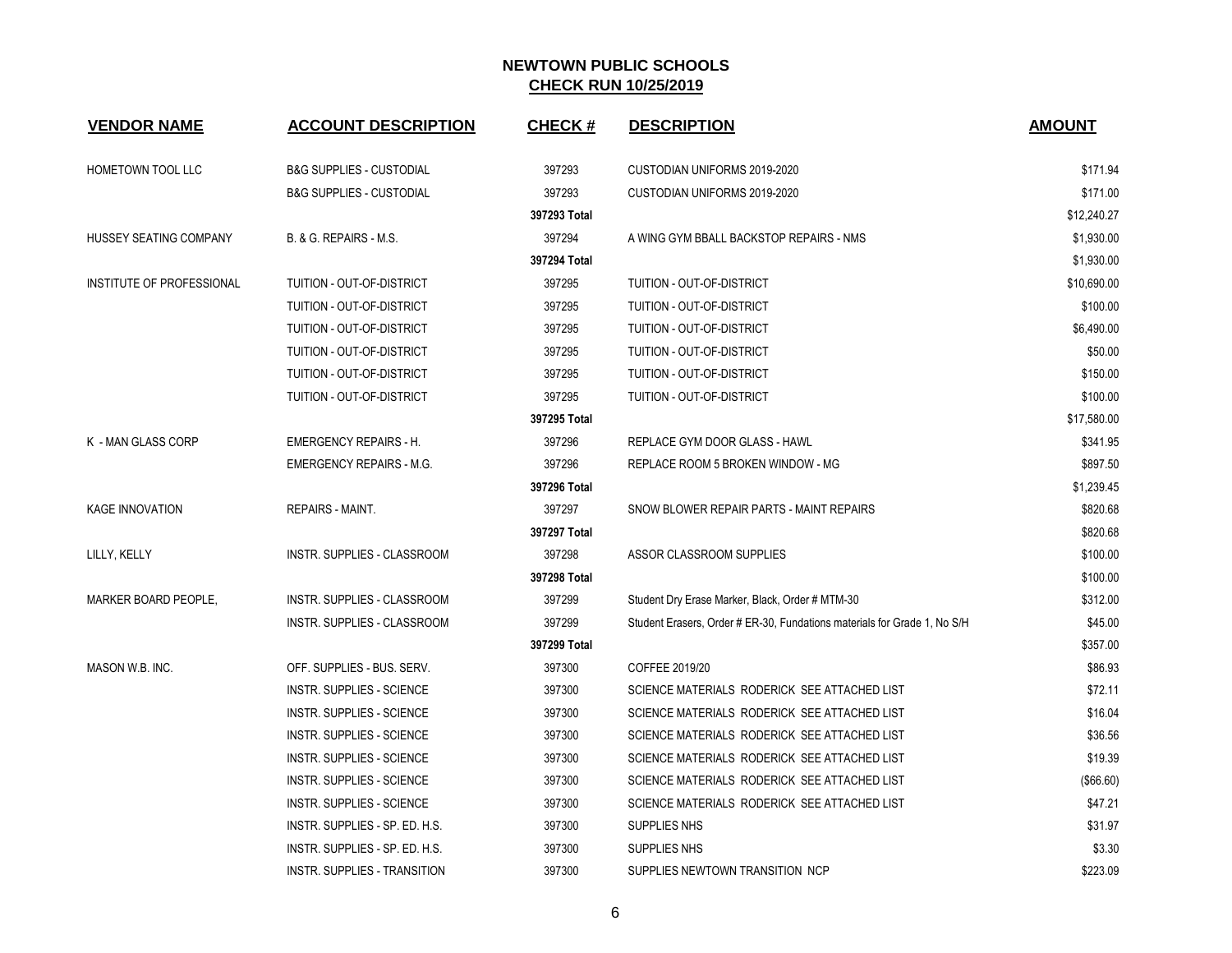# NEWTOWN PUBLIC SCHOOLS
## CHECK RUN 10/25/2019

| VENDOR NAME | ACCOUNT DESCRIPTION | CHECK # | DESCRIPTION | AMOUNT |
|---|---|---|---|---|
| HOMETOWN TOOL LLC | B&G SUPPLIES - CUSTODIAL | 397293 | CUSTODIAN UNIFORMS 2019-2020 | $171.94 |
| | B&G SUPPLIES - CUSTODIAL | 397293 | CUSTODIAN UNIFORMS 2019-2020 | $171.00 |
| | | 397293 Total | | $12,240.27 |
| HUSSEY SEATING COMPANY | B. & G. REPAIRS - M.S. | 397294 | A WING GYM BBALL BACKSTOP REPAIRS - NMS | $1,930.00 |
| | | 397294 Total | | $1,930.00 |
| INSTITUTE OF PROFESSIONAL | TUITION - OUT-OF-DISTRICT | 397295 | TUITION - OUT-OF-DISTRICT | $10,690.00 |
| | TUITION - OUT-OF-DISTRICT | 397295 | TUITION - OUT-OF-DISTRICT | $100.00 |
| | TUITION - OUT-OF-DISTRICT | 397295 | TUITION - OUT-OF-DISTRICT | $6,490.00 |
| | TUITION - OUT-OF-DISTRICT | 397295 | TUITION - OUT-OF-DISTRICT | $50.00 |
| | TUITION - OUT-OF-DISTRICT | 397295 | TUITION - OUT-OF-DISTRICT | $150.00 |
| | TUITION - OUT-OF-DISTRICT | 397295 | TUITION - OUT-OF-DISTRICT | $100.00 |
| | | 397295 Total | | $17,580.00 |
| K - MAN GLASS CORP | EMERGENCY REPAIRS - H. | 397296 | REPLACE GYM DOOR GLASS - HAWL | $341.95 |
| | EMERGENCY REPAIRS - M.G. | 397296 | REPLACE ROOM 5 BROKEN WINDOW - MG | $897.50 |
| | | 397296 Total | | $1,239.45 |
| KAGE INNOVATION | REPAIRS - MAINT. | 397297 | SNOW BLOWER REPAIR PARTS - MAINT REPAIRS | $820.68 |
| | | 397297 Total | | $820.68 |
| LILLY, KELLY | INSTR. SUPPLIES - CLASSROOM | 397298 | ASSOR CLASSROOM SUPPLIES | $100.00 |
| | | 397298 Total | | $100.00 |
| MARKER BOARD PEOPLE, | INSTR. SUPPLIES - CLASSROOM | 397299 | Student Dry Erase Marker, Black, Order # MTM-30 | $312.00 |
| | INSTR. SUPPLIES - CLASSROOM | 397299 | Student Erasers, Order # ER-30, Fundations materials for Grade 1, No S/H | $45.00 |
| | | 397299 Total | | $357.00 |
| MASON W.B. INC. | OFF. SUPPLIES - BUS. SERV. | 397300 | COFFEE 2019/20 | $86.93 |
| | INSTR. SUPPLIES - SCIENCE | 397300 | SCIENCE MATERIALS RODERICK SEE ATTACHED LIST | $72.11 |
| | INSTR. SUPPLIES - SCIENCE | 397300 | SCIENCE MATERIALS RODERICK SEE ATTACHED LIST | $16.04 |
| | INSTR. SUPPLIES - SCIENCE | 397300 | SCIENCE MATERIALS RODERICK SEE ATTACHED LIST | $36.56 |
| | INSTR. SUPPLIES - SCIENCE | 397300 | SCIENCE MATERIALS RODERICK SEE ATTACHED LIST | $19.39 |
| | INSTR. SUPPLIES - SCIENCE | 397300 | SCIENCE MATERIALS RODERICK SEE ATTACHED LIST | ($66.60) |
| | INSTR. SUPPLIES - SCIENCE | 397300 | SCIENCE MATERIALS RODERICK SEE ATTACHED LIST | $47.21 |
| | INSTR. SUPPLIES - SP. ED. H.S. | 397300 | SUPPLIES NHS | $31.97 |
| | INSTR. SUPPLIES - SP. ED. H.S. | 397300 | SUPPLIES NHS | $3.30 |
| | INSTR. SUPPLIES - TRANSITION | 397300 | SUPPLIES NEWTOWN TRANSITION NCP | $223.09 |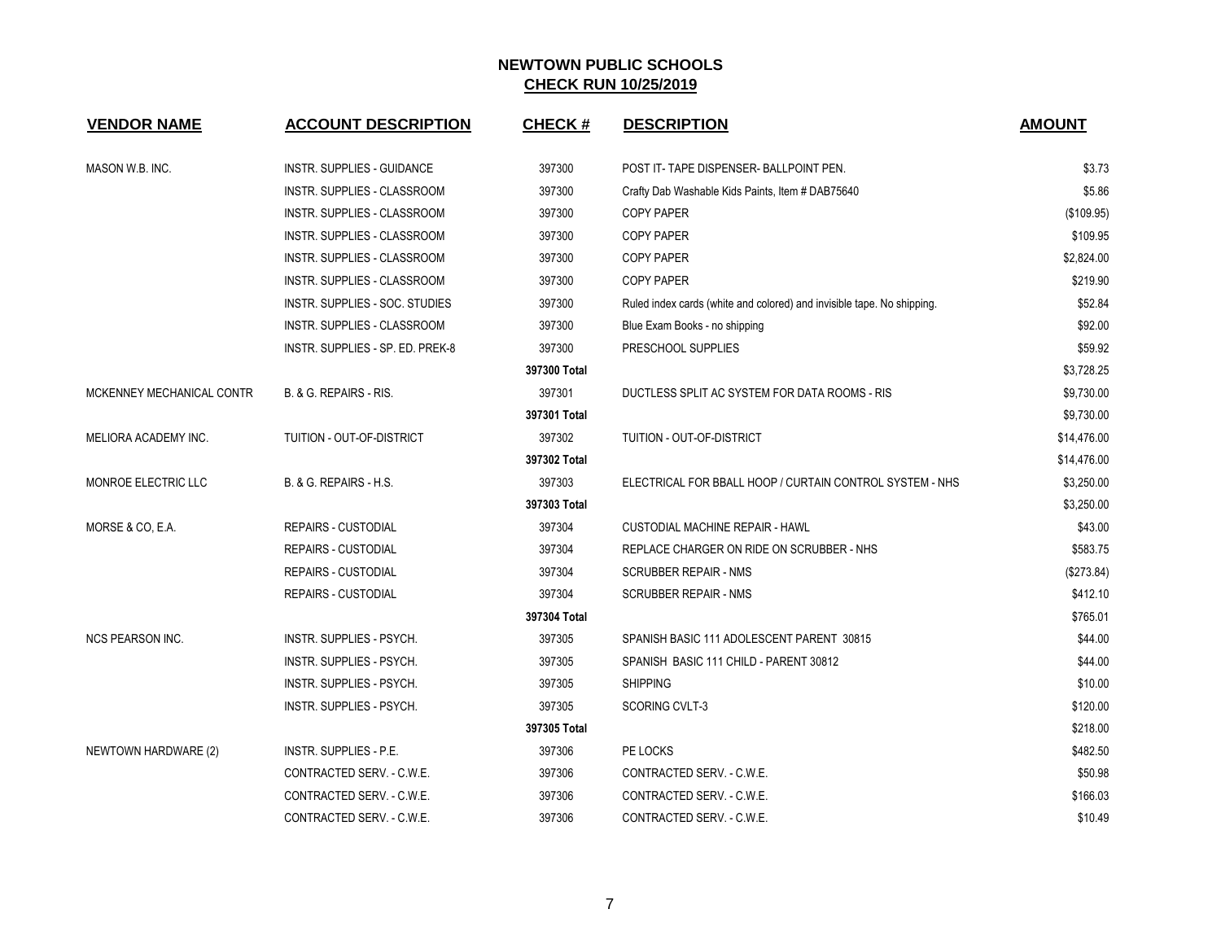# NEWTOWN PUBLIC SCHOOLS

## CHECK RUN 10/25/2019

| VENDOR NAME | ACCOUNT DESCRIPTION | CHECK # | DESCRIPTION | AMOUNT |
|---|---|---|---|---|
| MASON W.B. INC. | INSTR. SUPPLIES - GUIDANCE | 397300 | POST IT- TAPE DISPENSER- BALLPOINT PEN. | $3.73 |
| | INSTR. SUPPLIES - CLASSROOM | 397300 | Crafty Dab Washable Kids Paints, Item # DAB75640 | $5.86 |
| | INSTR. SUPPLIES - CLASSROOM | 397300 | COPY PAPER | ($109.95) |
| | INSTR. SUPPLIES - CLASSROOM | 397300 | COPY PAPER | $109.95 |
| | INSTR. SUPPLIES - CLASSROOM | 397300 | COPY PAPER | $2,824.00 |
| | INSTR. SUPPLIES - CLASSROOM | 397300 | COPY PAPER | $219.90 |
| | INSTR. SUPPLIES - SOC. STUDIES | 397300 | Ruled index cards (white and colored) and invisible tape. No shipping. | $52.84 |
| | INSTR. SUPPLIES - CLASSROOM | 397300 | Blue Exam Books - no shipping | $92.00 |
| | INSTR. SUPPLIES - SP. ED. PREK-8 | 397300 | PRESCHOOL SUPPLIES | $59.92 |
| | | **397300 Total** | | $3,728.25 |
| MCKENNEY MECHANICAL CONTR | B. & G. REPAIRS - RIS. | 397301 | DUCTLESS SPLIT AC SYSTEM FOR DATA ROOMS - RIS | $9,730.00 |
| | | **397301 Total** | | $9,730.00 |
| MELIORA ACADEMY INC. | TUITION - OUT-OF-DISTRICT | 397302 | TUITION - OUT-OF-DISTRICT | $14,476.00 |
| | | **397302 Total** | | $14,476.00 |
| MONROE ELECTRIC LLC | B. & G. REPAIRS - H.S. | 397303 | ELECTRICAL FOR BBALL HOOP / CURTAIN CONTROL SYSTEM - NHS | $3,250.00 |
| | | **397303 Total** | | $3,250.00 |
| MORSE & CO, E.A. | REPAIRS - CUSTODIAL | 397304 | CUSTODIAL MACHINE REPAIR - HAWL | $43.00 |
| | REPAIRS - CUSTODIAL | 397304 | REPLACE CHARGER ON RIDE ON SCRUBBER - NHS | $583.75 |
| | REPAIRS - CUSTODIAL | 397304 | SCRUBBER REPAIR - NMS | ($273.84) |
| | REPAIRS - CUSTODIAL | 397304 | SCRUBBER REPAIR - NMS | $412.10 |
| | | **397304 Total** | | $765.01 |
| NCS PEARSON INC. | INSTR. SUPPLIES - PSYCH. | 397305 | SPANISH BASIC 111 ADOLESCENT PARENT 30815 | $44.00 |
| | INSTR. SUPPLIES - PSYCH. | 397305 | SPANISH BASIC 111 CHILD - PARENT 30812 | $44.00 |
| | INSTR. SUPPLIES - PSYCH. | 397305 | SHIPPING | $10.00 |
| | INSTR. SUPPLIES - PSYCH. | 397305 | SCORING CVLT-3 | $120.00 |
| | | **397305 Total** | | $218.00 |
| NEWTOWN HARDWARE (2) | INSTR. SUPPLIES - P.E. | 397306 | PE LOCKS | $482.50 |
| | CONTRACTED SERV. - C.W.E. | 397306 | CONTRACTED SERV. - C.W.E. | $50.98 |
| | CONTRACTED SERV. - C.W.E. | 397306 | CONTRACTED SERV. - C.W.E. | $166.03 |
| | CONTRACTED SERV. - C.W.E. | 397306 | CONTRACTED SERV. - C.W.E. | $10.49 |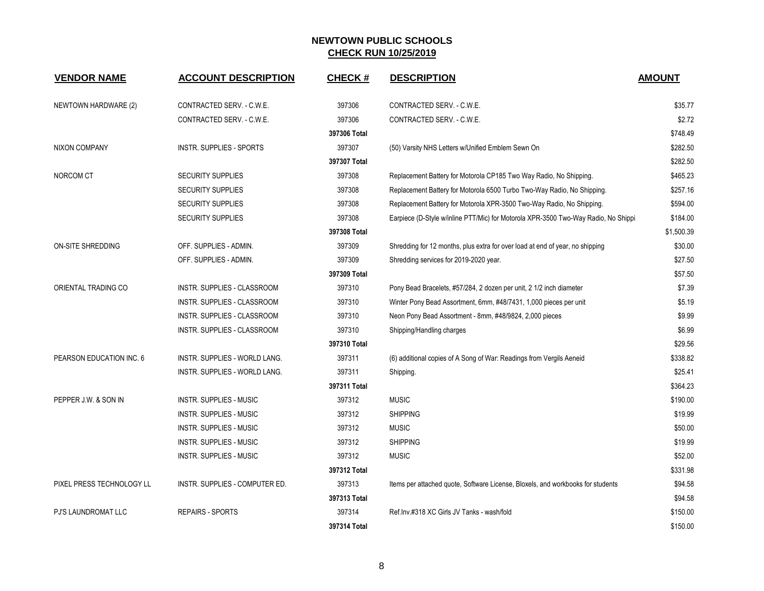## NEWTOWN PUBLIC SCHOOLS
## CHECK RUN 10/25/2019

| VENDOR NAME | ACCOUNT DESCRIPTION | CHECK # | DESCRIPTION | AMOUNT |
|---|---|---|---|---|
| NEWTOWN HARDWARE (2) | CONTRACTED SERV. - C.W.E. | 397306 | CONTRACTED SERV. - C.W.E. | $35.77 |
| | CONTRACTED SERV. - C.W.E. | 397306 | CONTRACTED SERV. - C.W.E. | $2.72 |
| | | 397306 Total | | $748.49 |
| NIXON COMPANY | INSTR. SUPPLIES - SPORTS | 397307 | (50) Varsity NHS Letters w/Unified Emblem Sewn On | $282.50 |
| | | 397307 Total | | $282.50 |
| NORCOM CT | SECURITY SUPPLIES | 397308 | Replacement Battery for Motorola CP185 Two Way Radio, No Shipping. | $465.23 |
| | SECURITY SUPPLIES | 397308 | Replacement Battery for Motorola 6500 Turbo Two-Way Radio, No Shipping. | $257.16 |
| | SECURITY SUPPLIES | 397308 | Replacement Battery for Motorola XPR-3500 Two-Way Radio, No Shipping. | $594.00 |
| | SECURITY SUPPLIES | 397308 | Earpiece (D-Style w/inline PTT/Mic) for Motorola XPR-3500 Two-Way Radio, No Shippi | $184.00 |
| | | 397308 Total | | $1,500.39 |
| ON-SITE SHREDDING | OFF. SUPPLIES - ADMIN. | 397309 | Shredding for 12 months, plus extra for over load at end of year, no shipping | $30.00 |
| | OFF. SUPPLIES - ADMIN. | 397309 | Shredding services for 2019-2020 year. | $27.50 |
| | | 397309 Total | | $57.50 |
| ORIENTAL TRADING CO | INSTR. SUPPLIES - CLASSROOM | 397310 | Pony Bead Bracelets, #57/284, 2 dozen per unit, 2 1/2 inch diameter | $7.39 |
| | INSTR. SUPPLIES - CLASSROOM | 397310 | Winter Pony Bead Assortment, 6mm, #48/7431, 1,000 pieces per unit | $5.19 |
| | INSTR. SUPPLIES - CLASSROOM | 397310 | Neon Pony Bead Assortment - 8mm, #48/9824, 2,000 pieces | $9.99 |
| | INSTR. SUPPLIES - CLASSROOM | 397310 | Shipping/Handling charges | $6.99 |
| | | 397310 Total | | $29.56 |
| PEARSON EDUCATION INC. 6 | INSTR. SUPPLIES - WORLD LANG. | 397311 | (6) additional copies of A Song of War: Readings from Vergils Aeneid | $338.82 |
| | INSTR. SUPPLIES - WORLD LANG. | 397311 | Shipping. | $25.41 |
| | | 397311 Total | | $364.23 |
| PEPPER J.W. & SON IN | INSTR. SUPPLIES - MUSIC | 397312 | MUSIC | $190.00 |
| | INSTR. SUPPLIES - MUSIC | 397312 | SHIPPING | $19.99 |
| | INSTR. SUPPLIES - MUSIC | 397312 | MUSIC | $50.00 |
| | INSTR. SUPPLIES - MUSIC | 397312 | SHIPPING | $19.99 |
| | INSTR. SUPPLIES - MUSIC | 397312 | MUSIC | $52.00 |
| | | 397312 Total | | $331.98 |
| PIXEL PRESS TECHNOLOGY LL | INSTR. SUPPLIES - COMPUTER ED. | 397313 | Items per attached quote, Software License, Bloxels, and workbooks for students | $94.58 |
| | | 397313 Total | | $94.58 |
| PJ'S LAUNDROMAT LLC | REPAIRS - SPORTS | 397314 | Ref.Inv.#318 XC Girls JV Tanks - wash/fold | $150.00 |
| | | 397314 Total | | $150.00 |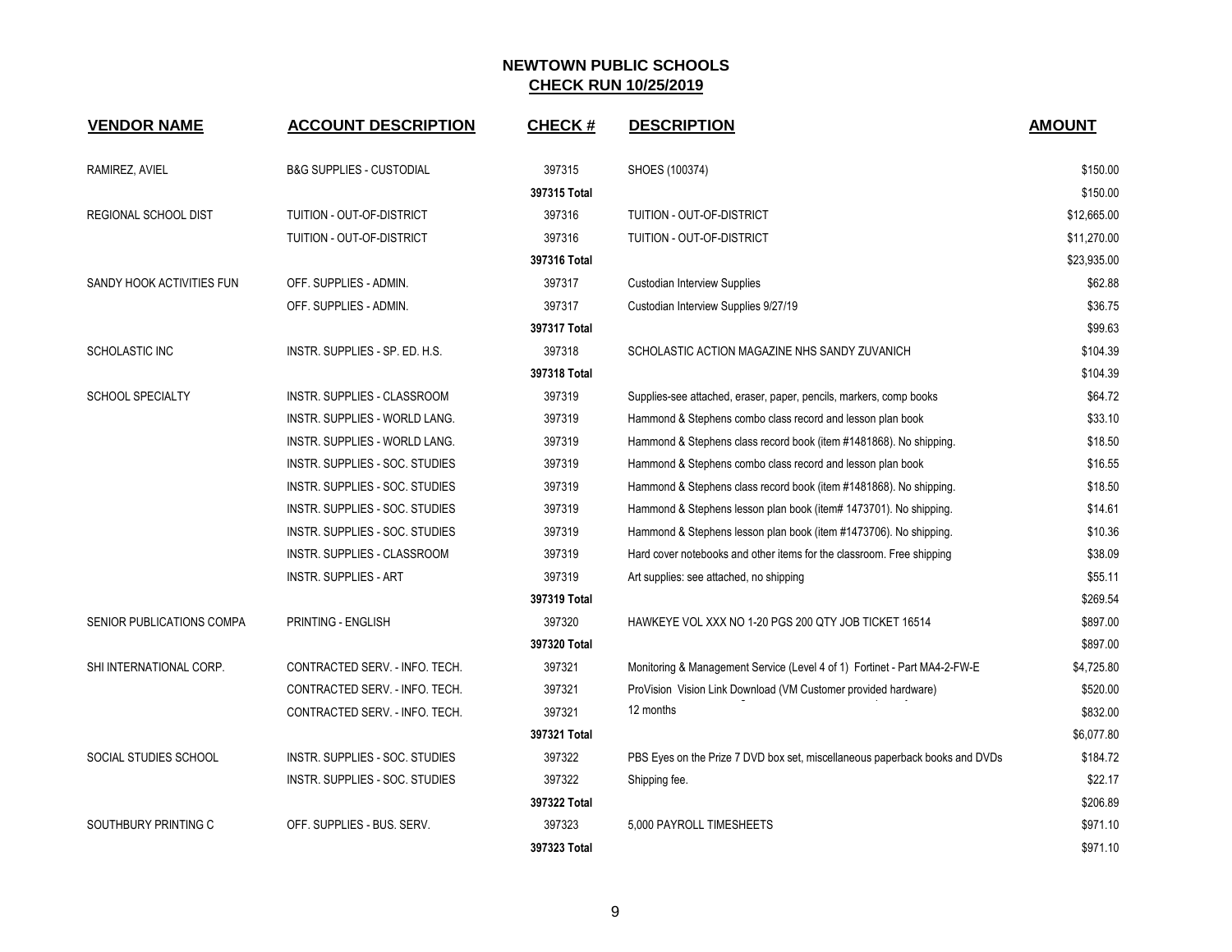# NEWTOWN PUBLIC SCHOOLS

## CHECK RUN 10/25/2019

| VENDOR NAME | ACCOUNT DESCRIPTION | CHECK # | DESCRIPTION | AMOUNT |
|---|---|---|---|---|
| RAMIREZ, AVIEL | B&G SUPPLIES - CUSTODIAL | 397315 | SHOES (100374) | $150.00 |
| | | **397315 Total** | | $150.00 |
| REGIONAL SCHOOL DIST | TUITION - OUT-OF-DISTRICT | 397316 | TUITION - OUT-OF-DISTRICT | $12,665.00 |
| | TUITION - OUT-OF-DISTRICT | 397316 | TUITION - OUT-OF-DISTRICT | $11,270.00 |
| | | **397316 Total** | | $23,935.00 |
| SANDY HOOK ACTIVITIES FUN | OFF. SUPPLIES - ADMIN. | 397317 | Custodian Interview Supplies | $62.88 |
| | OFF. SUPPLIES - ADMIN. | 397317 | Custodian Interview Supplies 9/27/19 | $36.75 |
| | | **397317 Total** | | $99.63 |
| SCHOLASTIC INC | INSTR. SUPPLIES - SP. ED. H.S. | 397318 | SCHOLASTIC ACTION MAGAZINE NHS SANDY ZUVANICH | $104.39 |
| | | **397318 Total** | | $104.39 |
| SCHOOL SPECIALTY | INSTR. SUPPLIES - CLASSROOM | 397319 | Supplies-see attached, eraser, paper, pencils, markers, comp books | $64.72 |
| | INSTR. SUPPLIES - WORLD LANG. | 397319 | Hammond & Stephens combo class record and lesson plan book | $33.10 |
| | INSTR. SUPPLIES - WORLD LANG. | 397319 | Hammond & Stephens class record book (item #1481868). No shipping. | $18.50 |
| | INSTR. SUPPLIES - SOC. STUDIES | 397319 | Hammond & Stephens combo class record and lesson plan book | $16.55 |
| | INSTR. SUPPLIES - SOC. STUDIES | 397319 | Hammond & Stephens class record book (item #1481868). No shipping. | $18.50 |
| | INSTR. SUPPLIES - SOC. STUDIES | 397319 | Hammond & Stephens lesson plan book (item# 1473701). No shipping. | $14.61 |
| | INSTR. SUPPLIES - SOC. STUDIES | 397319 | Hammond & Stephens lesson plan book (item #1473706). No shipping. | $10.36 |
| | INSTR. SUPPLIES - CLASSROOM | 397319 | Hard cover notebooks and other items for the classroom. Free shipping | $38.09 |
| | INSTR. SUPPLIES - ART | 397319 | Art supplies: see attached, no shipping | $55.11 |
| | | **397319 Total** | | $269.54 |
| SENIOR PUBLICATIONS COMPA | PRINTING - ENGLISH | 397320 | HAWKEYE VOL XXX NO 1-20 PGS 200 QTY JOB TICKET 16514 | $897.00 |
| | | **397320 Total** | | $897.00 |
| SHI INTERNATIONAL CORP. | CONTRACTED SERV. - INFO. TECH. | 397321 | Monitoring & Management Service (Level 4 of 1) Fortinet - Part MA4-2-FW-E | $4,725.80 |
| | CONTRACTED SERV. - INFO. TECH. | 397321 | ProVision Vision Link Download (VM Customer provided hardware) | $520.00 |
| | CONTRACTED SERV. - INFO. TECH. | 397321 | 12 months | $832.00 |
| | | **397321 Total** | | $6,077.80 |
| SOCIAL STUDIES SCHOOL | INSTR. SUPPLIES - SOC. STUDIES | 397322 | PBS Eyes on the Prize 7 DVD box set, miscellaneous paperback books and DVDs | $184.72 |
| | INSTR. SUPPLIES - SOC. STUDIES | 397322 | Shipping fee. | $22.17 |
| | | **397322 Total** | | $206.89 |
| SOUTHBURY PRINTING C | OFF. SUPPLIES - BUS. SERV. | 397323 | 5,000 PAYROLL TIMESHEETS | $971.10 |
| | | **397323 Total** | | $971.10 |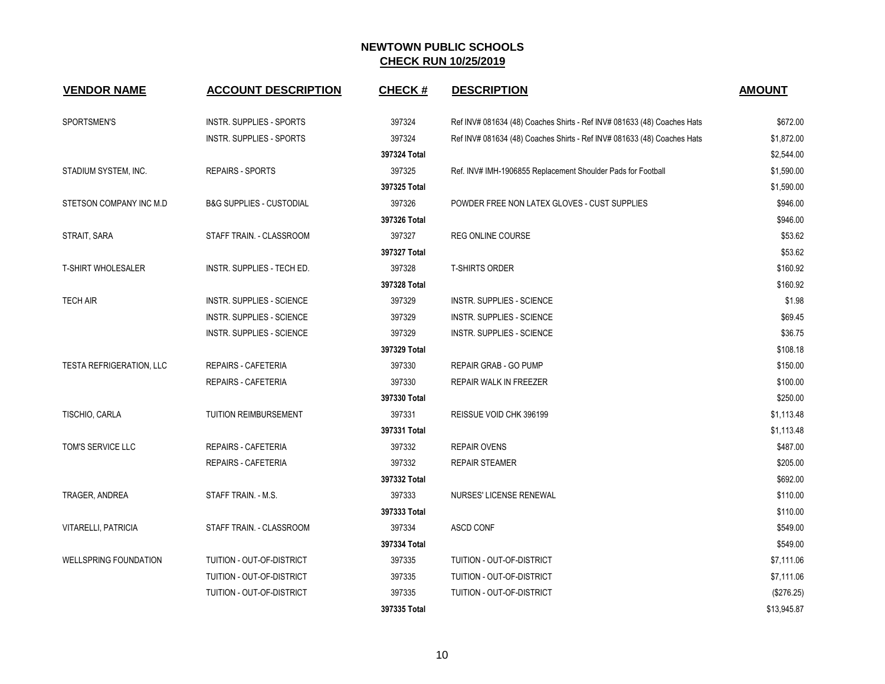## NEWTOWN PUBLIC SCHOOLS
## CHECK RUN 10/25/2019

| VENDOR NAME | ACCOUNT DESCRIPTION | CHECK # | DESCRIPTION | AMOUNT |
|---|---|---|---|---|
| SPORTSMEN'S | INSTR. SUPPLIES - SPORTS | 397324 | Ref INV# 081634 (48) Coaches Shirts - Ref INV# 081633 (48) Coaches Hats | $672.00 |
| | INSTR. SUPPLIES - SPORTS | 397324 | Ref INV# 081634 (48) Coaches Shirts - Ref INV# 081633 (48) Coaches Hats | $1,872.00 |
| | | **397324 Total** | | $2,544.00 |
| STADIUM SYSTEM, INC. | REPAIRS - SPORTS | 397325 | Ref. INV# IMH-1906855 Replacement Shoulder Pads for Football | $1,590.00 |
| | | **397325 Total** | | $1,590.00 |
| STETSON COMPANY INC M.D | B&G SUPPLIES - CUSTODIAL | 397326 | POWDER FREE NON LATEX GLOVES - CUST SUPPLIES | $946.00 |
| | | **397326 Total** | | $946.00 |
| STRAIT, SARA | STAFF TRAIN. - CLASSROOM | 397327 | REG ONLINE COURSE | $53.62 |
| | | **397327 Total** | | $53.62 |
| T-SHIRT WHOLESALER | INSTR. SUPPLIES - TECH ED. | 397328 | T-SHIRTS ORDER | $160.92 |
| | | **397328 Total** | | $160.92 |
| TECH AIR | INSTR. SUPPLIES - SCIENCE | 397329 | INSTR. SUPPLIES - SCIENCE | $1.98 |
| | INSTR. SUPPLIES - SCIENCE | 397329 | INSTR. SUPPLIES - SCIENCE | $69.45 |
| | INSTR. SUPPLIES - SCIENCE | 397329 | INSTR. SUPPLIES - SCIENCE | $36.75 |
| | | **397329 Total** | | $108.18 |
| TESTA REFRIGERATION, LLC | REPAIRS - CAFETERIA | 397330 | REPAIR GRAB - GO PUMP | $150.00 |
| | REPAIRS - CAFETERIA | 397330 | REPAIR WALK IN FREEZER | $100.00 |
| | | **397330 Total** | | $250.00 |
| TISCHIO, CARLA | TUITION REIMBURSEMENT | 397331 | REISSUE VOID CHK 396199 | $1,113.48 |
| | | **397331 Total** | | $1,113.48 |
| TOM'S SERVICE LLC | REPAIRS - CAFETERIA | 397332 | REPAIR OVENS | $487.00 |
| | REPAIRS - CAFETERIA | 397332 | REPAIR STEAMER | $205.00 |
| | | **397332 Total** | | $692.00 |
| TRAGER, ANDREA | STAFF TRAIN. - M.S. | 397333 | NURSES' LICENSE RENEWAL | $110.00 |
| | | **397333 Total** | | $110.00 |
| VITARELLI, PATRICIA | STAFF TRAIN. - CLASSROOM | 397334 | ASCD CONF | $549.00 |
| | | **397334 Total** | | $549.00 |
| WELLSPRING FOUNDATION | TUITION - OUT-OF-DISTRICT | 397335 | TUITION - OUT-OF-DISTRICT | $7,111.06 |
| | TUITION - OUT-OF-DISTRICT | 397335 | TUITION - OUT-OF-DISTRICT | $7,111.06 |
| | TUITION - OUT-OF-DISTRICT | 397335 | TUITION - OUT-OF-DISTRICT | ($276.25) |
| | | **397335 Total** | | $13,945.87 |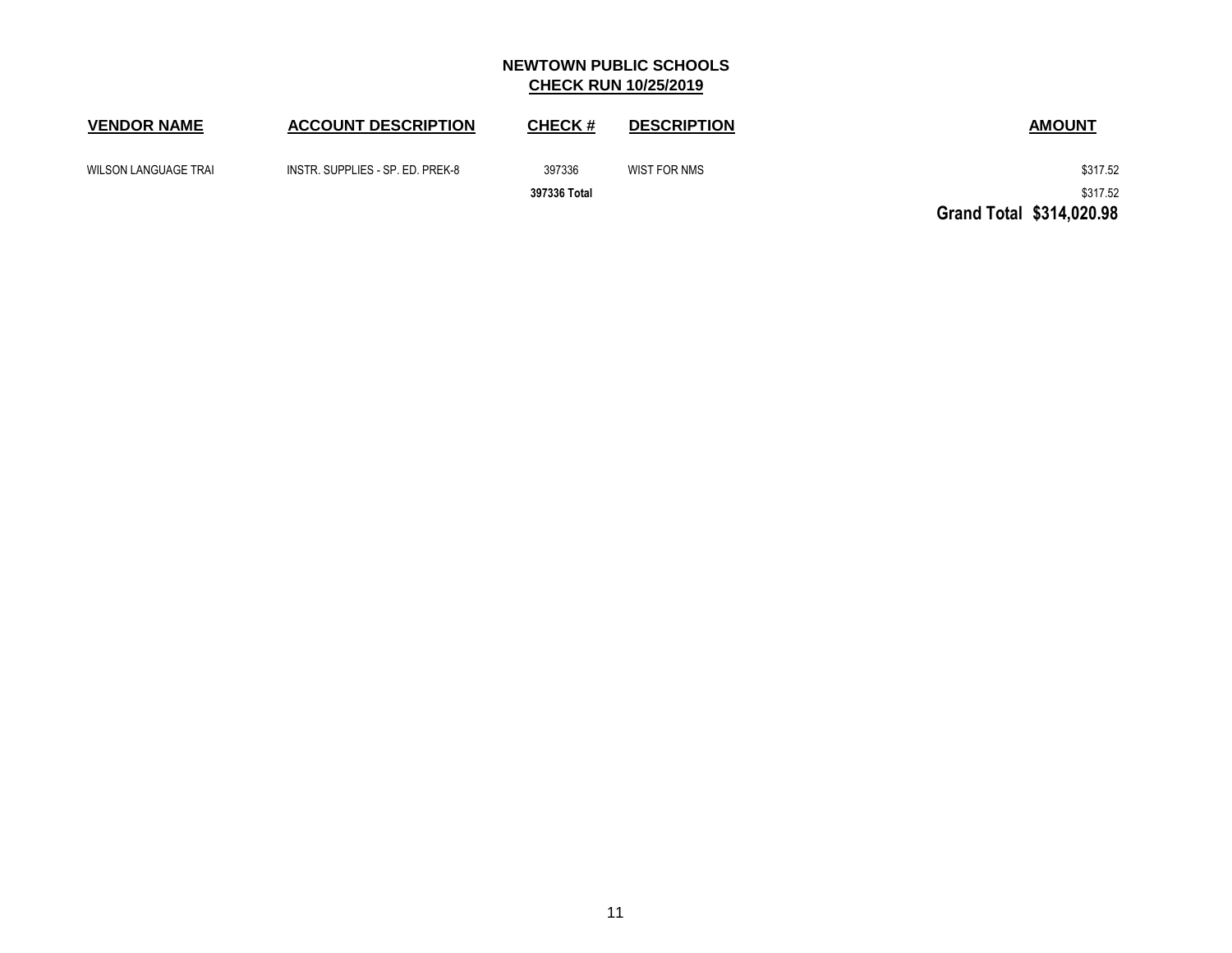**NEWTOWN PUBLIC SCHOOLS**
**CHECK RUN 10/25/2019**

| VENDOR NAME | ACCOUNT DESCRIPTION | CHECK # | DESCRIPTION | AMOUNT |
|---|---|---|---|---|
| WILSON LANGUAGE TRAI | INSTR. SUPPLIES - SP. ED. PREK-8 | 397336 | WIST FOR NMS | $317.52 |
| | | **397336 Total** | | $317.52 |
| | | | **Grand Total** | **$314,020.98** |